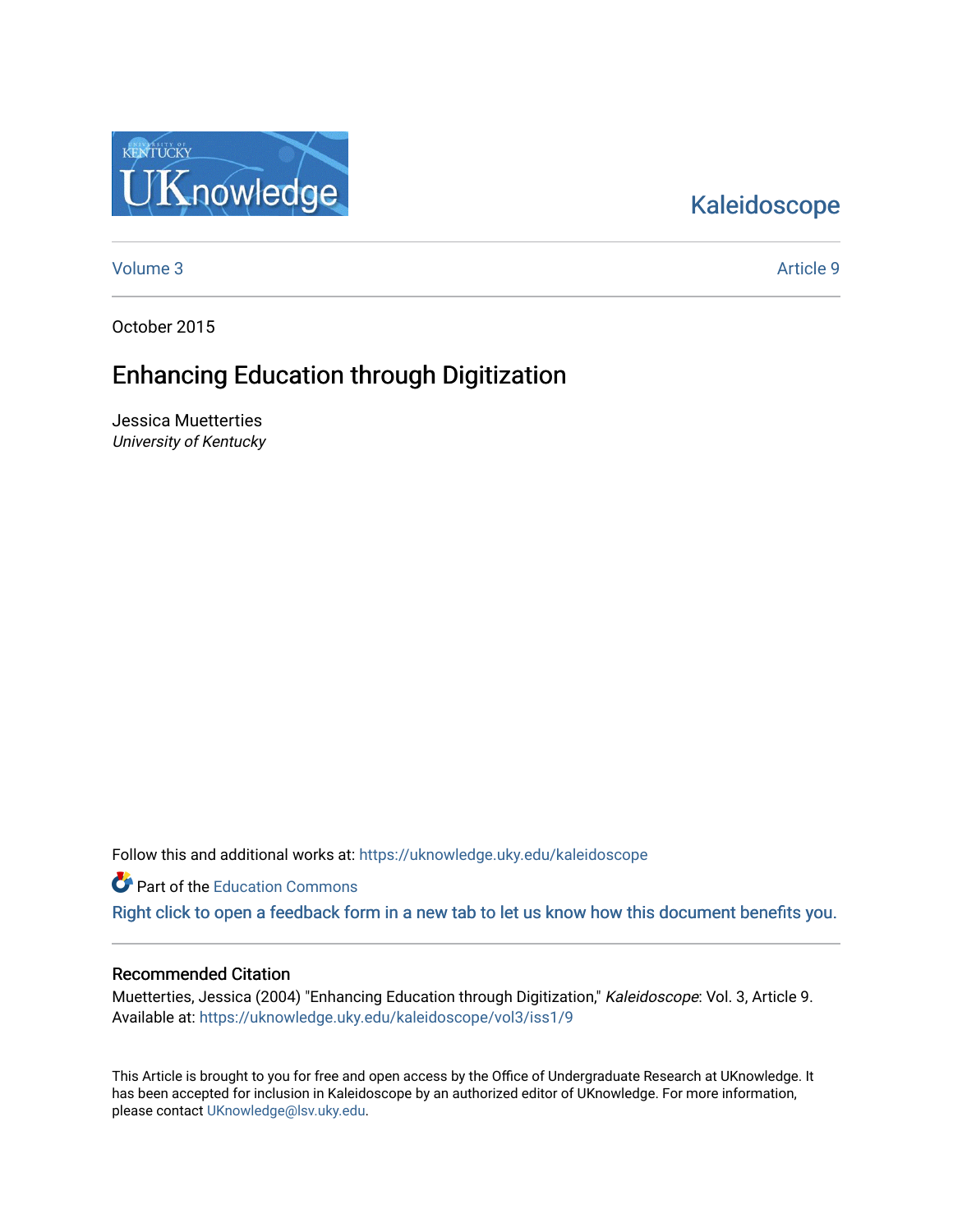Kaleidoscope

Volume 3 Article 9

October 2015

# Enhancing Education through Digitization

Jessica Muetterties
*University of Kentucky*

Follow this and additional works at: https://uknowledge.uky.edu/kaleidoscope

Part of the Education Commons

Right click to open a feedback form in a new tab to let us know how this document benefits you.

## Recommended Citation

Muetterties, Jessica (2004) "Enhancing Education through Digitization," *Kaleidoscope*: Vol. 3, Article 9.
Available at: https://uknowledge.uky.edu/kaleidoscope/vol3/iss1/9

This Article is brought to you for free and open access by the Office of Undergraduate Research at UKnowledge. It has been accepted for inclusion in Kaleidoscope by an authorized editor of UKnowledge. For more information, please contact UKnowledge@lsv.uky.edu.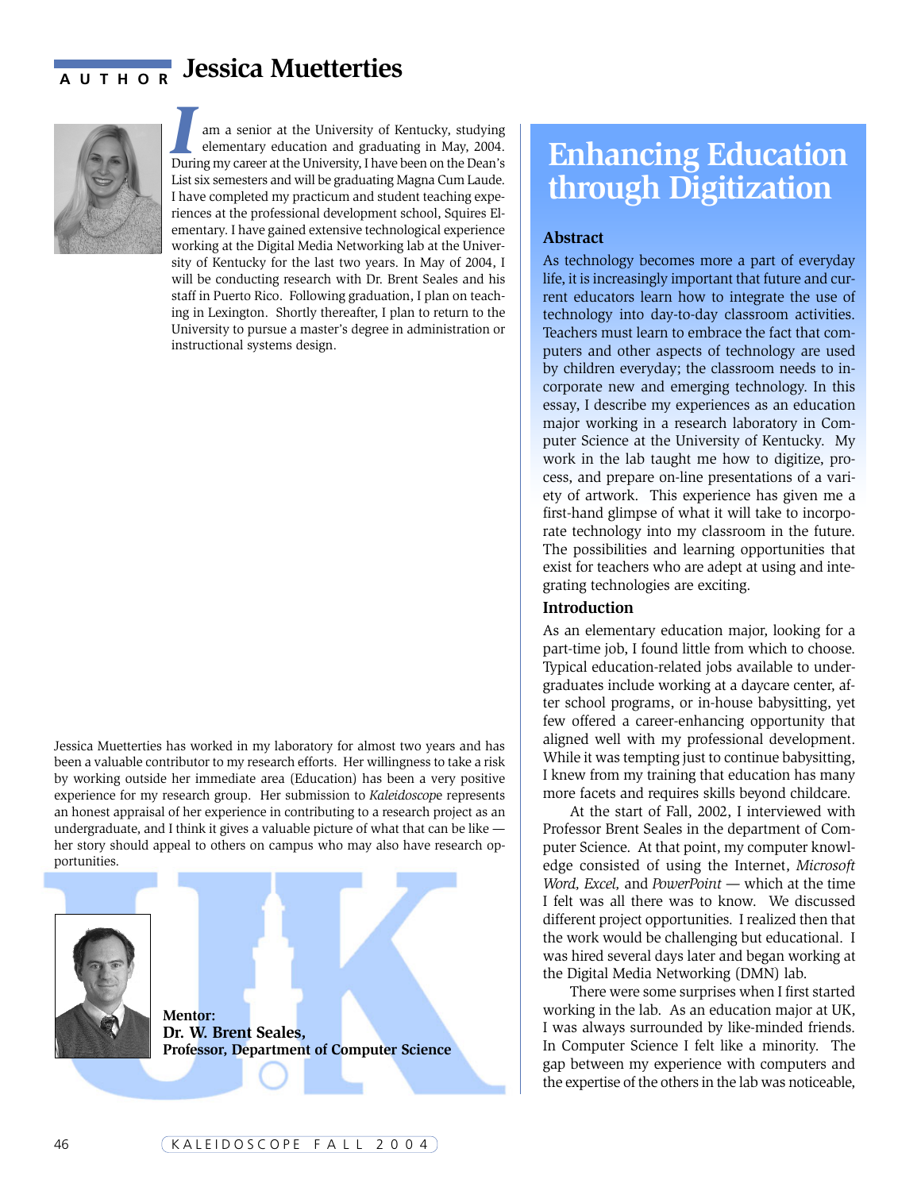# Jessica Muetterties

AUTHOR

I am a senior at the University of Kentucky, studying elementary education and graduating in May, 2004. During my career at the University, I have been on the Dean's List six semesters and will be graduating Magna Cum Laude. I have completed my practicum and student teaching experiences at the professional development school, Squires Elementary. I have gained extensive technological experience working at the Digital Media Networking lab at the University of Kentucky for the last two years. In May of 2004, I will be conducting research with Dr. Brent Seales and his staff in Puerto Rico. Following graduation, I plan on teaching in Lexington. Shortly thereafter, I plan to return to the University to pursue a master's degree in administration or instructional systems design.

Jessica Muetterties has worked in my laboratory for almost two years and has been a valuable contributor to my research efforts. Her willingness to take a risk by working outside her immediate area (Education) has been a very positive experience for my research group. Her submission to *Kaleidoscope* represents an honest appraisal of her experience in contributing to a research project as an undergraduate, and I think it gives a valuable picture of what that can be like — her story should appeal to others on campus who may also have research opportunities.

**Mentor:**
**Dr. W. Brent Seales,**
**Professor, Department of Computer Science**

# Enhancing Education through Digitization

## Abstract

As technology becomes more a part of everyday life, it is increasingly important that future and current educators learn how to integrate the use of technology into day-to-day classroom activities. Teachers must learn to embrace the fact that computers and other aspects of technology are used by children everyday; the classroom needs to incorporate new and emerging technology. In this essay, I describe my experiences as an education major working in a research laboratory in Computer Science at the University of Kentucky. My work in the lab taught me how to digitize, process, and prepare on-line presentations of a variety of artwork. This experience has given me a first-hand glimpse of what it will take to incorporate technology into my classroom in the future. The possibilities and learning opportunities that exist for teachers who are adept at using and integrating technologies are exciting.

## Introduction

As an elementary education major, looking for a part-time job, I found little from which to choose. Typical education-related jobs available to undergraduates include working at a daycare center, after school programs, or in-house babysitting, yet few offered a career-enhancing opportunity that aligned well with my professional development. While it was tempting just to continue babysitting, I knew from my training that education has many more facets and requires skills beyond childcare.

At the start of Fall, 2002, I interviewed with Professor Brent Seales in the department of Computer Science. At that point, my computer knowledge consisted of using the Internet, *Microsoft Word*, *Excel*, and *PowerPoint* — which at the time I felt was all there was to know. We discussed different project opportunities. I realized then that the work would be challenging but educational. I was hired several days later and began working at the Digital Media Networking (DMN) lab.

There were some surprises when I first started working in the lab. As an education major at UK, I was always surrounded by like-minded friends. In Computer Science I felt like a minority. The gap between my experience with computers and the expertise of the others in the lab was noticeable,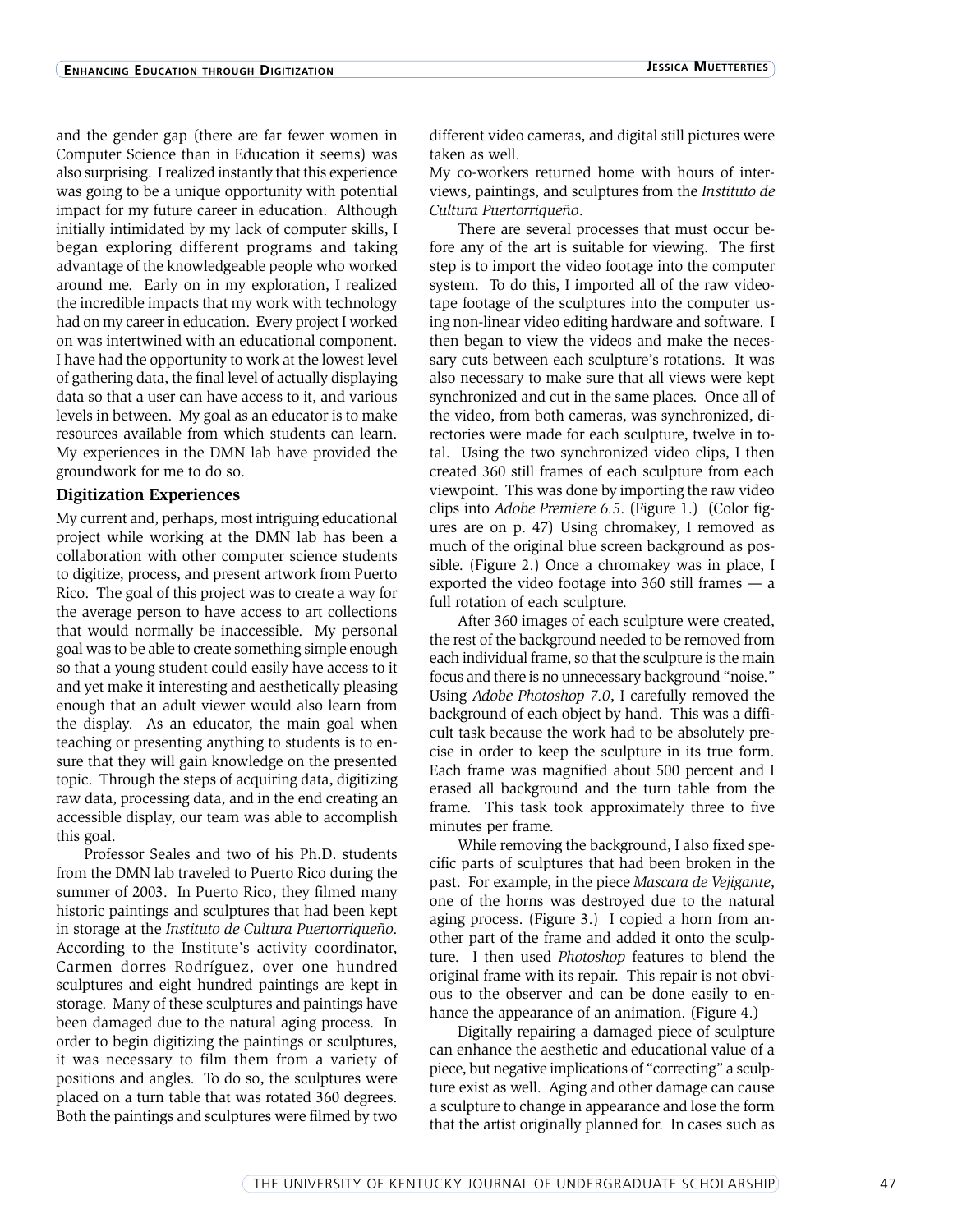and the gender gap (there are far fewer women in Computer Science than in Education it seems) was also surprising. I realized instantly that this experience was going to be a unique opportunity with potential impact for my future career in education. Although initially intimidated by my lack of computer skills, I began exploring different programs and taking advantage of the knowledgeable people who worked around me. Early on in my exploration, I realized the incredible impacts that my work with technology had on my career in education. Every project I worked on was intertwined with an educational component. I have had the opportunity to work at the lowest level of gathering data, the final level of actually displaying data so that a user can have access to it, and various levels in between. My goal as an educator is to make resources available from which students can learn. My experiences in the DMN lab have provided the groundwork for me to do so.

## Digitization Experiences

My current and, perhaps, most intriguing educational project while working at the DMN lab has been a collaboration with other computer science students to digitize, process, and present artwork from Puerto Rico. The goal of this project was to create a way for the average person to have access to art collections that would normally be inaccessible. My personal goal was to be able to create something simple enough so that a young student could easily have access to it and yet make it interesting and aesthetically pleasing enough that an adult viewer would also learn from the display. As an educator, the main goal when teaching or presenting anything to students is to ensure that they will gain knowledge on the presented topic. Through the steps of acquiring data, digitizing raw data, processing data, and in the end creating an accessible display, our team was able to accomplish this goal.

Professor Seales and two of his Ph.D. students from the DMN lab traveled to Puerto Rico during the summer of 2003. In Puerto Rico, they filmed many historic paintings and sculptures that had been kept in storage at the *Instituto de Cultura Puertorriqueño*. According to the Institute's activity coordinator, Carmen dorres Rodríguez, over one hundred sculptures and eight hundred paintings are kept in storage. Many of these sculptures and paintings have been damaged due to the natural aging process. In order to begin digitizing the paintings or sculptures, it was necessary to film them from a variety of positions and angles. To do so, the sculptures were placed on a turn table that was rotated 360 degrees. Both the paintings and sculptures were filmed by two different video cameras, and digital still pictures were taken as well.

My co-workers returned home with hours of interviews, paintings, and sculptures from the *Instituto de Cultura Puertorriqueño*.

There are several processes that must occur before any of the art is suitable for viewing. The first step is to import the video footage into the computer system. To do this, I imported all of the raw videotape footage of the sculptures into the computer using non-linear video editing hardware and software. I then began to view the videos and make the necessary cuts between each sculpture's rotations. It was also necessary to make sure that all views were kept synchronized and cut in the same places. Once all of the video, from both cameras, was synchronized, directories were made for each sculpture, twelve in total. Using the two synchronized video clips, I then created 360 still frames of each sculpture from each viewpoint. This was done by importing the raw video clips into *Adobe Premiere 6.5*. (Figure 1.) (Color figures are on p. 47) Using chromakey, I removed as much of the original blue screen background as possible. (Figure 2.) Once a chromakey was in place, I exported the video footage into 360 still frames — a full rotation of each sculpture.

After 360 images of each sculpture were created, the rest of the background needed to be removed from each individual frame, so that the sculpture is the main focus and there is no unnecessary background "noise." Using *Adobe Photoshop 7.0*, I carefully removed the background of each object by hand. This was a difficult task because the work had to be absolutely precise in order to keep the sculpture in its true form. Each frame was magnified about 500 percent and I erased all background and the turn table from the frame. This task took approximately three to five minutes per frame.

While removing the background, I also fixed specific parts of sculptures that had been broken in the past. For example, in the piece *Mascara de Vejigante*, one of the horns was destroyed due to the natural aging process. (Figure 3.) I copied a horn from another part of the frame and added it onto the sculpture. I then used *Photoshop* features to blend the original frame with its repair. This repair is not obvious to the observer and can be done easily to enhance the appearance of an animation. (Figure 4.)

Digitally repairing a damaged piece of sculpture can enhance the aesthetic and educational value of a piece, but negative implications of "correcting" a sculpture exist as well. Aging and other damage can cause a sculpture to change in appearance and lose the form that the artist originally planned for. In cases such as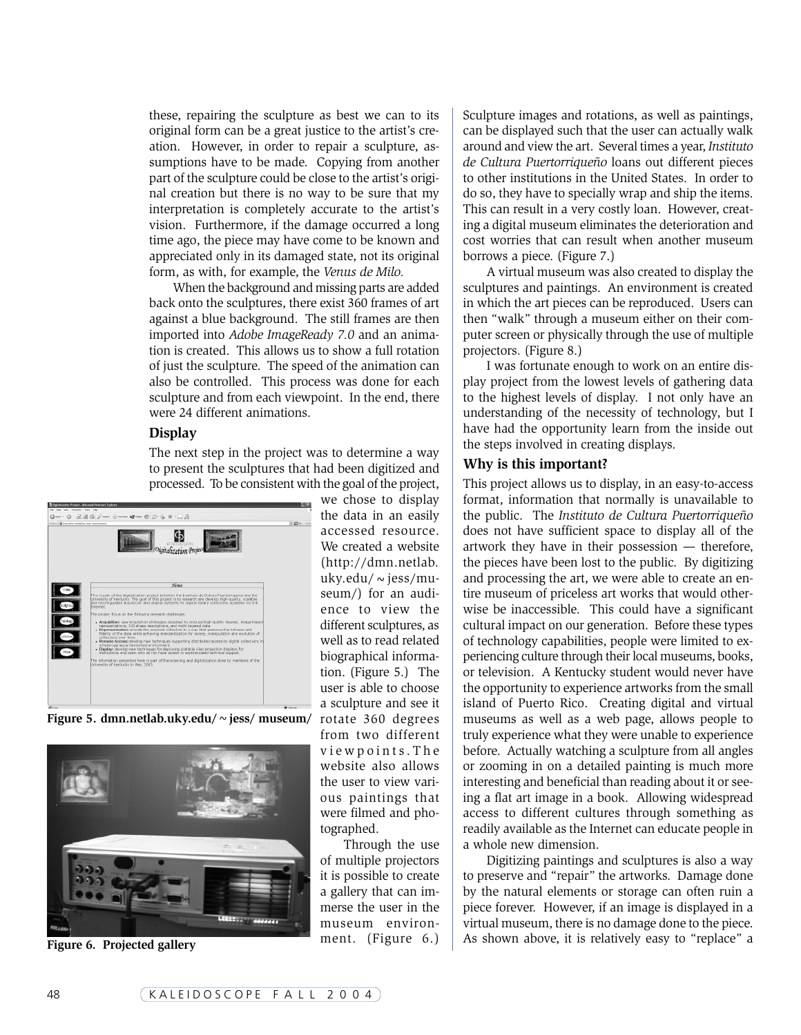these, repairing the sculpture as best we can to its original form can be a great justice to the artist's creation. However, in order to repair a sculpture, assumptions have to be made. Copying from another part of the sculpture could be close to the artist's original creation but there is no way to be sure that my interpretation is completely accurate to the artist's vision. Furthermore, if the damage occurred a long time ago, the piece may have come to be known and appreciated only in its damaged state, not its original form, as with, for example, the *Venus de Milo.*

When the background and missing parts are added back onto the sculptures, there exist 360 frames of art against a blue background. The still frames are then imported into *Adobe ImageReady 7.0* and an animation is created. This allows us to show a full rotation of just the sculpture. The speed of the animation can also be controlled. This process was done for each sculpture and from each viewpoint. In the end, there were 24 different animations.

### Display

The next step in the project was to determine a way to present the sculptures that had been digitized and processed. To be consistent with the goal of the project, we chose to display the data in an easily accessed resource. We created a website (http://dmn.netlab.uky.edu/~jess/museum/) for an audience to view the different sculptures, as well as to read related biographical information. (Figure 5.) The user is able to choose a sculpture and see it rotate 360 degrees from two different viewpoints. The website also allows the user to view various paintings that were filmed and photographed.

**Figure 5. dmn.netlab.uky.edu/~jess/museum/**

Through the use of multiple projectors it is possible to create a gallery that can immerse the user in the museum environment. (Figure 6.)

**Figure 6. Projected gallery**

Sculpture images and rotations, as well as paintings, can be displayed such that the user can actually walk around and view the art. Several times a year, *Instituto de Cultura Puertorriqueño* loans out different pieces to other institutions in the United States. In order to do so, they have to specially wrap and ship the items. This can result in a very costly loan. However, creating a digital museum eliminates the deterioration and cost worries that can result when another museum borrows a piece. (Figure 7.)

A virtual museum was also created to display the sculptures and paintings. An environment is created in which the art pieces can be reproduced. Users can then "walk" through a museum either on their computer screen or physically through the use of multiple projectors. (Figure 8.)

I was fortunate enough to work on an entire display project from the lowest levels of gathering data to the highest levels of display. I not only have an understanding of the necessity of technology, but I have had the opportunity learn from the inside out the steps involved in creating displays.

### Why is this important?

This project allows us to display, in an easy-to-access format, information that normally is unavailable to the public. The *Instituto de Cultura Puertorriqueño* does not have sufficient space to display all of the artwork they have in their possession — therefore, the pieces have been lost to the public. By digitizing and processing the art, we were able to create an entire museum of priceless art works that would otherwise be inaccessible. This could have a significant cultural impact on our generation. Before these types of technology capabilities, people were limited to experiencing culture through their local museums, books, or television. A Kentucky student would never have the opportunity to experience artworks from the small island of Puerto Rico. Creating digital and virtual museums as well as a web page, allows people to truly experience what they were unable to experience before. Actually watching a sculpture from all angles or zooming in on a detailed painting is much more interesting and beneficial than reading about it or seeing a flat art image in a book. Allowing widespread access to different cultures through something as readily available as the Internet can educate people in a whole new dimension.

Digitizing paintings and sculptures is also a way to preserve and "repair" the artworks. Damage done by the natural elements or storage can often ruin a piece forever. However, if an image is displayed in a virtual museum, there is no damage done to the piece. As shown above, it is relatively easy to "replace" a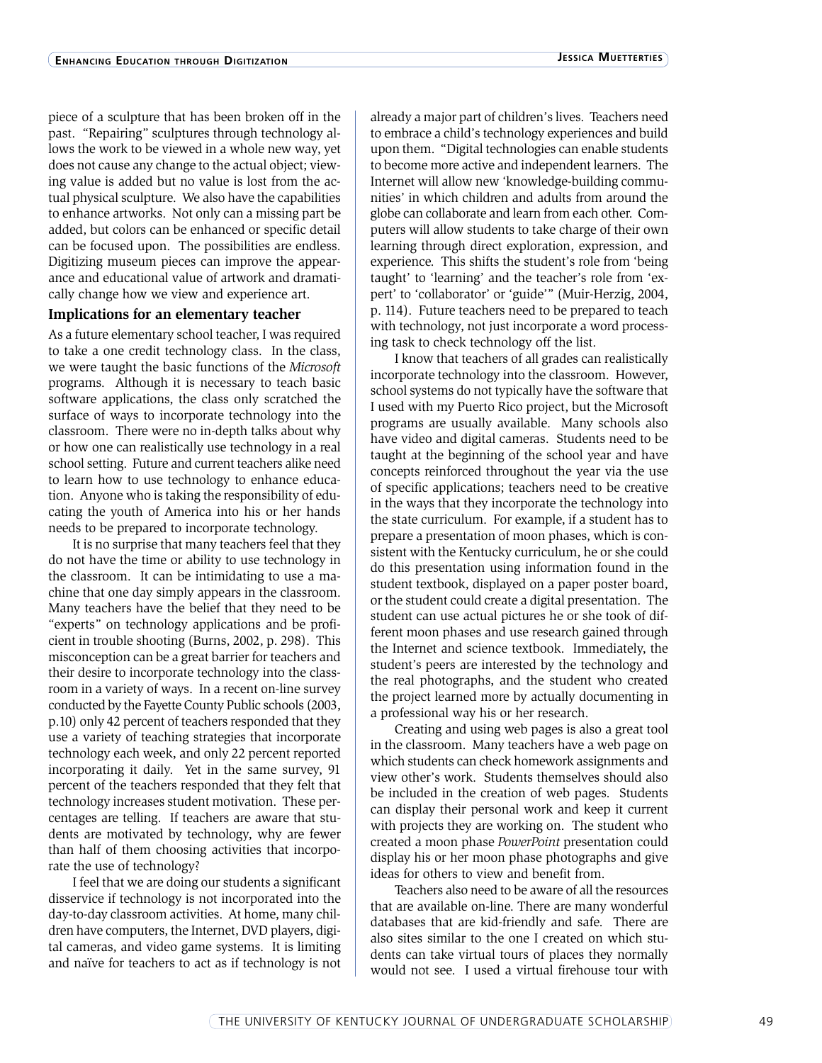piece of a sculpture that has been broken off in the past. "Repairing" sculptures through technology allows the work to be viewed in a whole new way, yet does not cause any change to the actual object; viewing value is added but no value is lost from the actual physical sculpture. We also have the capabilities to enhance artworks. Not only can a missing part be added, but colors can be enhanced or specific detail can be focused upon. The possibilities are endless. Digitizing museum pieces can improve the appearance and educational value of artwork and dramatically change how we view and experience art.

### Implications for an elementary teacher

As a future elementary school teacher, I was required to take a one credit technology class. In the class, we were taught the basic functions of the *Microsoft* programs. Although it is necessary to teach basic software applications, the class only scratched the surface of ways to incorporate technology into the classroom. There were no in-depth talks about why or how one can realistically use technology in a real school setting. Future and current teachers alike need to learn how to use technology to enhance education. Anyone who is taking the responsibility of educating the youth of America into his or her hands needs to be prepared to incorporate technology.

It is no surprise that many teachers feel that they do not have the time or ability to use technology in the classroom. It can be intimidating to use a machine that one day simply appears in the classroom. Many teachers have the belief that they need to be "experts" on technology applications and be proficient in trouble shooting (Burns, 2002, p. 298). This misconception can be a great barrier for teachers and their desire to incorporate technology into the classroom in a variety of ways. In a recent on-line survey conducted by the Fayette County Public schools (2003, p.10) only 42 percent of teachers responded that they use a variety of teaching strategies that incorporate technology each week, and only 22 percent reported incorporating it daily. Yet in the same survey, 91 percent of the teachers responded that they felt that technology increases student motivation. These percentages are telling. If teachers are aware that students are motivated by technology, why are fewer than half of them choosing activities that incorporate the use of technology?

I feel that we are doing our students a significant disservice if technology is not incorporated into the day-to-day classroom activities. At home, many children have computers, the Internet, DVD players, digital cameras, and video game systems. It is limiting and naïve for teachers to act as if technology is not already a major part of children's lives. Teachers need to embrace a child's technology experiences and build upon them. "Digital technologies can enable students to become more active and independent learners. The Internet will allow new 'knowledge-building communities' in which children and adults from around the globe can collaborate and learn from each other. Computers will allow students to take charge of their own learning through direct exploration, expression, and experience. This shifts the student's role from 'being taught' to 'learning' and the teacher's role from 'expert' to 'collaborator' or 'guide'" (Muir-Herzig, 2004, p. 114). Future teachers need to be prepared to teach with technology, not just incorporate a word processing task to check technology off the list.

I know that teachers of all grades can realistically incorporate technology into the classroom. However, school systems do not typically have the software that I used with my Puerto Rico project, but the Microsoft programs are usually available. Many schools also have video and digital cameras. Students need to be taught at the beginning of the school year and have concepts reinforced throughout the year via the use of specific applications; teachers need to be creative in the ways that they incorporate the technology into the state curriculum. For example, if a student has to prepare a presentation of moon phases, which is consistent with the Kentucky curriculum, he or she could do this presentation using information found in the student textbook, displayed on a paper poster board, or the student could create a digital presentation. The student can use actual pictures he or she took of different moon phases and use research gained through the Internet and science textbook. Immediately, the student's peers are interested by the technology and the real photographs, and the student who created the project learned more by actually documenting in a professional way his or her research.

Creating and using web pages is also a great tool in the classroom. Many teachers have a web page on which students can check homework assignments and view other's work. Students themselves should also be included in the creation of web pages. Students can display their personal work and keep it current with projects they are working on. The student who created a moon phase *PowerPoint* presentation could display his or her moon phase photographs and give ideas for others to view and benefit from.

Teachers also need to be aware of all the resources that are available on-line. There are many wonderful databases that are kid-friendly and safe. There are also sites similar to the one I created on which students can take virtual tours of places they normally would not see. I used a virtual firehouse tour with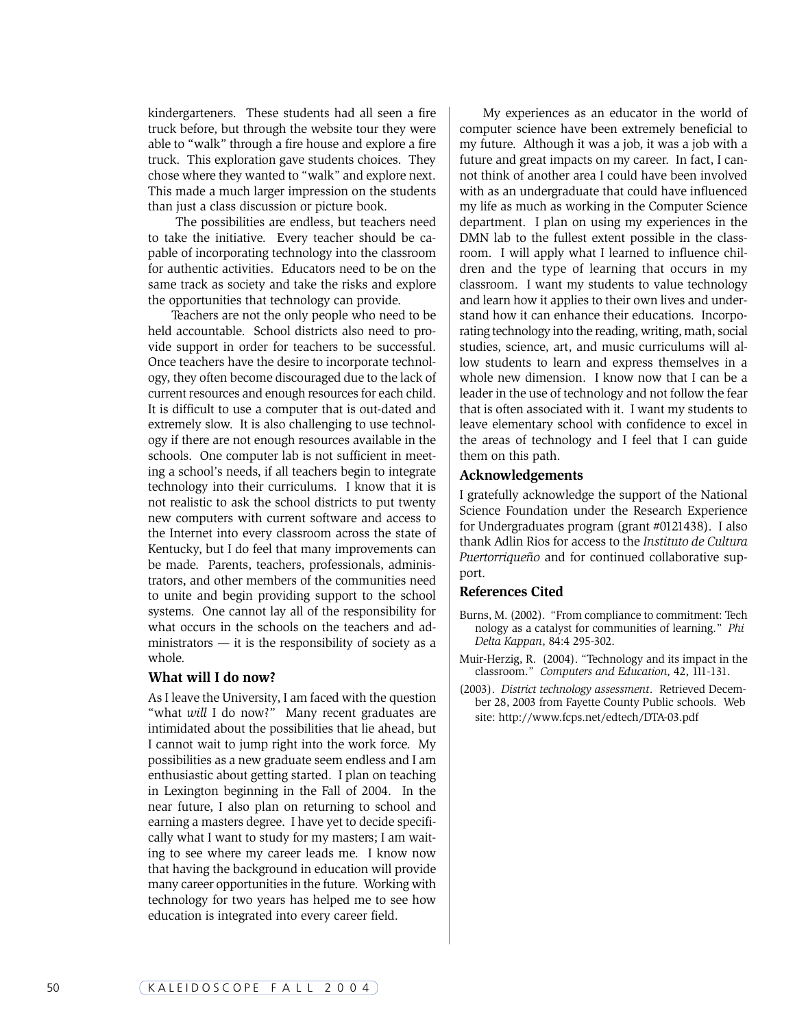kindergarteners. These students had all seen a fire truck before, but through the website tour they were able to "walk" through a fire house and explore a fire truck. This exploration gave students choices. They chose where they wanted to "walk" and explore next. This made a much larger impression on the students than just a class discussion or picture book.

The possibilities are endless, but teachers need to take the initiative. Every teacher should be capable of incorporating technology into the classroom for authentic activities. Educators need to be on the same track as society and take the risks and explore the opportunities that technology can provide.

Teachers are not the only people who need to be held accountable. School districts also need to provide support in order for teachers to be successful. Once teachers have the desire to incorporate technology, they often become discouraged due to the lack of current resources and enough resources for each child. It is difficult to use a computer that is out-dated and extremely slow. It is also challenging to use technology if there are not enough resources available in the schools. One computer lab is not sufficient in meeting a school's needs, if all teachers begin to integrate technology into their curriculums. I know that it is not realistic to ask the school districts to put twenty new computers with current software and access to the Internet into every classroom across the state of Kentucky, but I do feel that many improvements can be made. Parents, teachers, professionals, administrators, and other members of the communities need to unite and begin providing support to the school systems. One cannot lay all of the responsibility for what occurs in the schools on the teachers and administrators — it is the responsibility of society as a whole.

### What will I do now?

As I leave the University, I am faced with the question "what *will* I do now?" Many recent graduates are intimidated about the possibilities that lie ahead, but I cannot wait to jump right into the work force. My possibilities as a new graduate seem endless and I am enthusiastic about getting started. I plan on teaching in Lexington beginning in the Fall of 2004. In the near future, I also plan on returning to school and earning a masters degree. I have yet to decide specifically what I want to study for my masters; I am waiting to see where my career leads me. I know now that having the background in education will provide many career opportunities in the future. Working with technology for two years has helped me to see how education is integrated into every career field.

My experiences as an educator in the world of computer science have been extremely beneficial to my future. Although it was a job, it was a job with a future and great impacts on my career. In fact, I cannot think of another area I could have been involved with as an undergraduate that could have influenced my life as much as working in the Computer Science department. I plan on using my experiences in the DMN lab to the fullest extent possible in the classroom. I will apply what I learned to influence children and the type of learning that occurs in my classroom. I want my students to value technology and learn how it applies to their own lives and understand how it can enhance their educations. Incorporating technology into the reading, writing, math, social studies, science, art, and music curriculums will allow students to learn and express themselves in a whole new dimension. I know now that I can be a leader in the use of technology and not follow the fear that is often associated with it. I want my students to leave elementary school with confidence to excel in the areas of technology and I feel that I can guide them on this path.

### Acknowledgements

I gratefully acknowledge the support of the National Science Foundation under the Research Experience for Undergraduates program (grant #0121438). I also thank Adlin Rios for access to the *Instituto de Cultura Puertorriqueño* and for continued collaborative support.

### References Cited

Burns, M. (2002). "From compliance to commitment: Tech nology as a catalyst for communities of learning." *Phi Delta Kappan*, 84:4 295-302.

Muir-Herzig, R. (2004). "Technology and its impact in the classroom." *Computers and Education*, 42, 111-131.

(2003). *District technology assessment*. Retrieved December 28, 2003 from Fayette County Public schools. Web site: http://www.fcps.net/edtech/DTA-03.pdf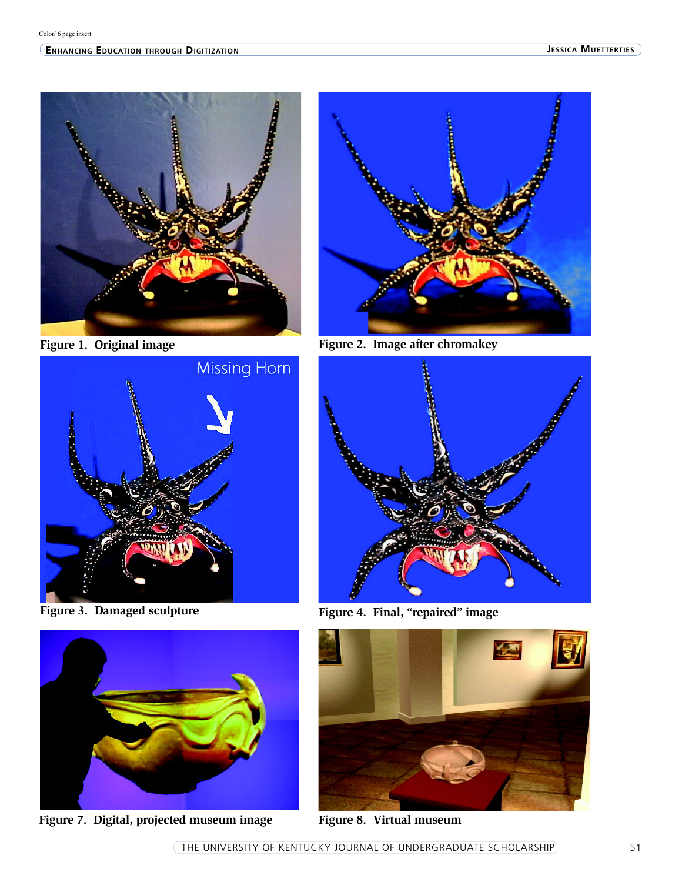Figure 1. Original image

Figure 2. Image after chromakey

Missing Horn

Figure 3. Damaged sculpture

Figure 4. Final, "repaired" image

Figure 7. Digital, projected museum image

Figure 8. Virtual museum